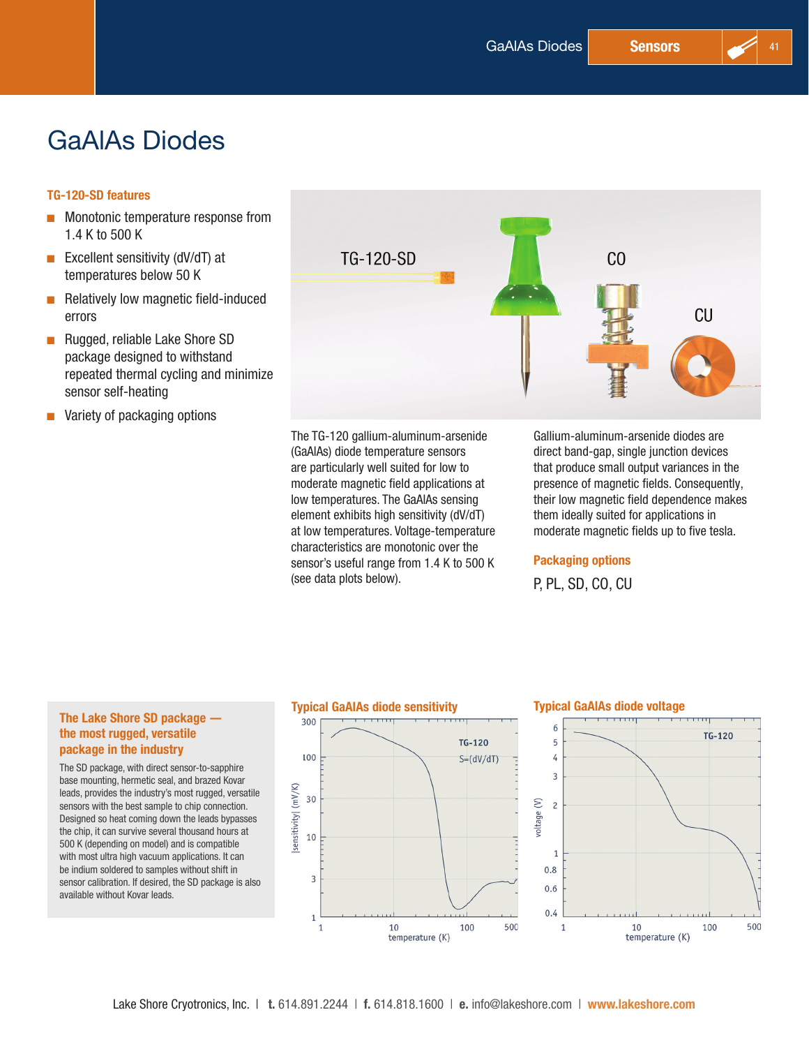# GaAlAs Diodes

### TG-120-SD features

- Monotonic temperature response from 1.4 K to 500 K
- Excellent sensitivity (dV/dT) at temperatures below 50 K
- Relatively low magnetic field-induced errors
- Rugged, reliable Lake Shore SD package designed to withstand repeated thermal cycling and minimize sensor self-heating
- Variety of packaging options

The TG-120 gallium-aluminum-arsenide (GaAlAs) diode temperature sensors are particularly well suited for low to moderate magnetic field applications at low temperatures. The GaAlAs sensing element exhibits high sensitivity (dV/dT) at low temperatures. Voltage-temperature characteristics are monotonic over the sensor's useful range from 1.4 K to 500 K (see data plots below).

Gallium-aluminum-arsenide diodes are direct band-gap, single junction devices that produce small output variances in the presence of magnetic fields. Consequently, their low magnetic field dependence makes them ideally suited for applications in moderate magnetic fields up to five tesla.

### Packaging options

P, PL, SD, CO, CU

### The Lake Shore SD package — the most rugged, versatile package in the industry

The SD package, with direct sensor-to-sapphire base mounting, hermetic seal, and brazed Kovar leads, provides the industry's most rugged, versatile sensors with the best sample to chip connection. Designed so heat coming down the leads bypasses the chip, it can survive several thousand hours at 500 K (depending on model) and is compatible with most ultra high vacuum applications. It can be indium soldered to samples without shift in sensor calibration. If desired, the SD package is also available without Kovar leads.

### Typical GaAlAs diode sensitivity

### Typical GaAlAs diode voltage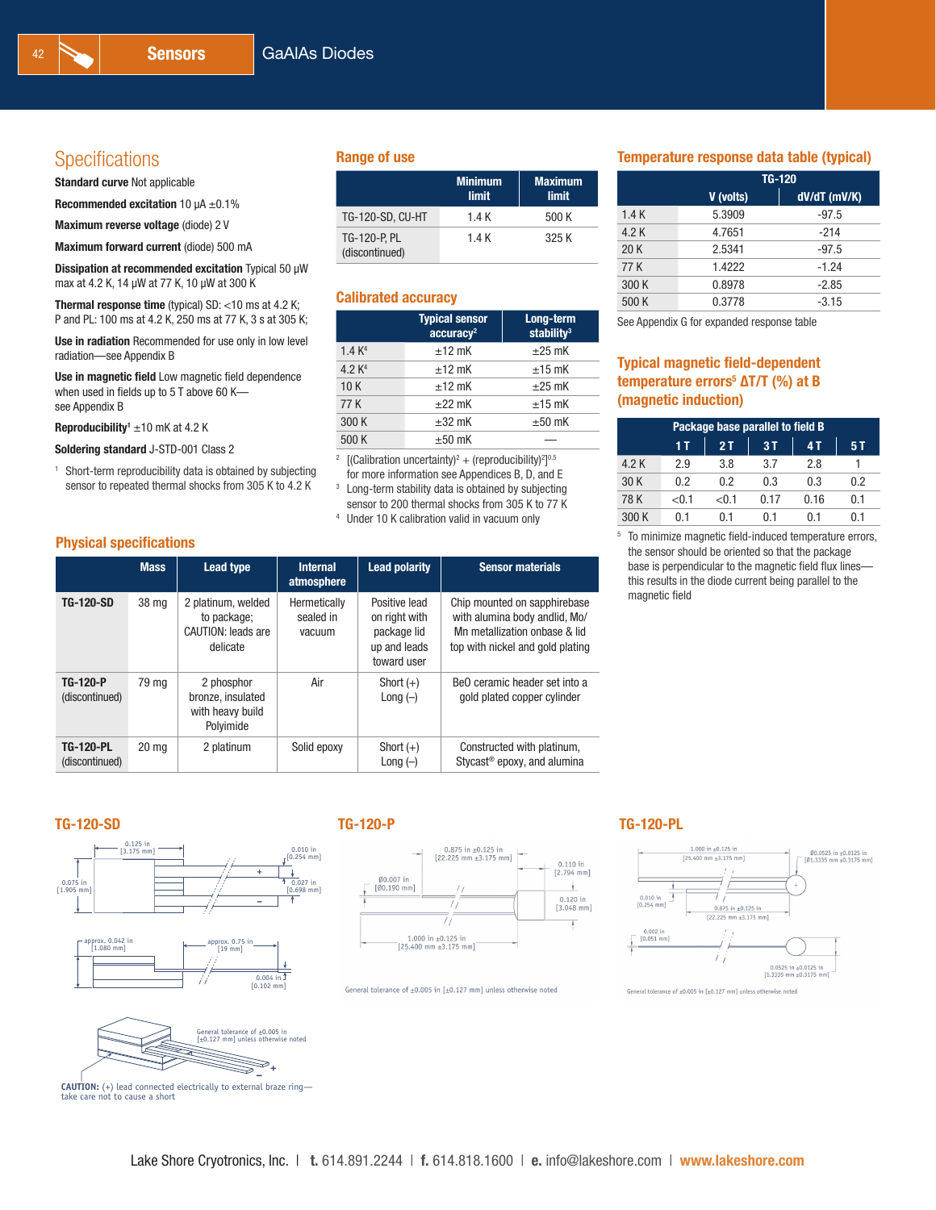## Specifications

**Standard curve** Not applicable

**Recommended excitation** 10 µA ±0.1%

**Maximum reverse voltage** (diode) 2 V

**Maximum forward current** (diode) 500 mA

**Dissipation at recommended excitation** Typical 50 µW max at 4.2 K, 14 µW at 77 K, 10 µW at 300 K

**Thermal response time** (typical) SD: <10 ms at 4.2 K; P and PL: 100 ms at 4.2 K, 250 ms at 77 K, 3 s at 305 K;

**Use in radiation** Recommended for use only in low level radiation—see Appendix B

**Use in magnetic field** Low magnetic field dependence when used in fields up to 5 T above 60 K—see Appendix B

**Reproducibility**[1] ±10 mK at 4.2 K

**Soldering standard** J-STD-001 Class 2

[1] Short-term reproducibility data is obtained by subjecting sensor to repeated thermal shocks from 305 K to 4.2 K

## Range of use

| | Minimum limit | Maximum limit |
|---|---|---|
| TG-120-SD, CU-HT | 1.4 K | 500 K |
| TG-120-P, PL (discontinued) | 1.4 K | 325 K |

## Calibrated accuracy

| | Typical sensor accuracy[2] | Long-term stability[3] |
|---|---|---|
| 1.4 K[4] | ±12 mK | ±25 mK |
| 4.2 K[4] | ±12 mK | ±15 mK |
| 10 K | ±12 mK | ±25 mK |
| 77 K | ±22 mK | ±15 mK |
| 300 K | ±32 mK | ±50 mK |
| 500 K | ±50 mK | — |

[2] $[(\text{Calibration uncertainty})^2 + (\text{reproducibility})^2]^{0.5}$ for more information see Appendices B, D, and E

[3] Long-term stability data is obtained by subjecting sensor to 200 thermal shocks from 305 K to 77 K

[4] Under 10 K calibration valid in vacuum only

## Temperature response data table (typical)

| | TG-120 | |
|---|---|---|
| | V (volts) | dV/dT (mV/K) |
| 1.4 K | 5.3909 | -97.5 |
| 4.2 K | 4.7651 | -214 |
| 20 K | 2.5341 | -97.5 |
| 77 K | 1.4222 | -1.24 |
| 300 K | 0.8978 | -2.85 |
| 500 K | 0.3778 | -3.15 |

See Appendix G for expanded response table

## Typical magnetic field-dependent temperature errors[5] ΔT/T (%) at B (magnetic induction)

| | Package base parallel to field B | | | | |
|---|---|---|---|---|---|
| | 1 T | 2 T | 3 T | 4 T | 5 T |
| 4.2 K | 2.9 | 3.8 | 3.7 | 2.8 | 1 |
| 30 K | 0.2 | 0.2 | 0.3 | 0.3 | 0.2 |
| 78 K | <0.1 | <0.1 | 0.17 | 0.16 | 0.1 |
| 300 K | 0.1 | 0.1 | 0.1 | 0.1 | 0.1 |

[5] To minimize magnetic field-induced temperature errors, the sensor should be oriented so that the package base is perpendicular to the magnetic field flux lines—this results in the diode current being parallel to the magnetic field

## Physical specifications

| | Mass | Lead type | Internal atmosphere | Lead polarity | Sensor materials |
|---|---|---|---|---|---|
| **TG-120-SD** | 38 mg | 2 platinum, welded to package; CAUTION: leads are delicate | Hermetically sealed in vacuum | Positive lead on right with package lid up and leads toward user | Chip mounted on sapphirebase with alumina body andlid, Mo/Mn metallization onbase & lid top with nickel and gold plating |
| **TG-120-P** (discontinued) | 79 mg | 2 phosphor bronze, insulated with heavy build Polyimide | Air | Short (+) Long (–) | BeO ceramic header set into a gold plated copper cylinder |
| **TG-120-PL** (discontinued) | 20 mg | 2 platinum | Solid epoxy | Short (+) Long (–) | Constructed with platinum, Stycast® epoxy, and alumina |

## TG-120-SD

0.125 in [3.175 mm]; 0.010 in [0.254 mm]; 0.075 in [1.905 mm]; 0.027 in [0.698 mm]; approx. 0.042 in [1.080 mm]; approx. 0.75 in [19 mm]; 0.004 in [0.102 mm]

General tolerance of ±0.005 in [±0.127 mm] unless otherwise noted

**CAUTION:** (+) lead connected electrically to external braze ring—take care not to cause a short

## TG-120-P

0.875 in ±0.125 in [22.225 mm ±3.175 mm]; Ø0.007 in [Ø0.190 mm]; 0.110 in [2.794 mm]; 0.120 in [3.048 mm]; 1.000 in ±0.125 in [25.400 mm ±3.175 mm]

General tolerance of ±0.005 in [±0.127 mm] unless otherwise noted

## TG-120-PL

1.000 in ±0.125 in [25.400 mm ±3.175 mm]; Ø0.0525 in ±0.0125 in [Ø1.3335 mm ±0.3175 mm]; 0.010 in [0.254 mm]; 0.875 in ±0.125 in [22.225 mm ±3.175 mm]; 0.002 in [0.051 mm]; 0.0525 in ±0.0125 in [1.3335 mm ±0.3175 mm]

General tolerance of ±0.005 in [±0.127 mm] unless otherwise noted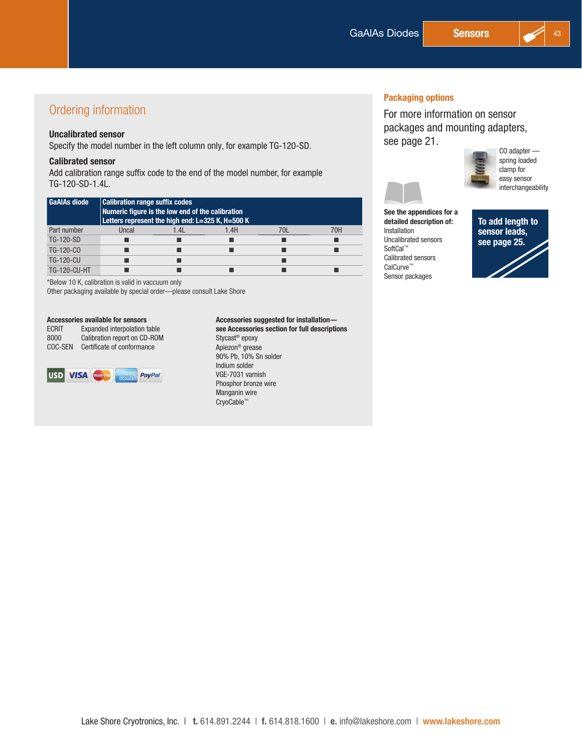## Ordering information

**Uncalibrated sensor**

Specify the model number in the left column only, for example TG-120-SD.

**Calibrated sensor**

Add calibration range suffix code to the end of the model number, for example TG-120-SD-1.4L.

| GaAlAs diode | Calibration range suffix codes<br>Numeric figure is the low end of the calibration<br>Letters represent the high end: L=325 K, H=500 K | | | | |
|---|---|---|---|---|---|
| Part number | Uncal | 1.4L | 1.4H | 70L | 70H |
| TG-120-SD | ■ | ■ | ■ | ■ | ■ |
| TG-120-CO | ■ | ■ | ■ | ■ | ■ |
| TG-120-CU | ■ | ■ | | ■ | |
| TG-120-CU-HT | ■ | ■ | ■ | ■ | ■ |

*Below 10 K, calibration is valid in vaccuum only

Other packaging available by special order—please consult Lake Shore

**Accessories available for sensors**

ECRIT Expanded interpolation table
8000 Calibration report on CD-ROM
COC-SEN Certificate of conformance

USD VISA MasterCard AMERICAN EXPRESS PayPal

**Accessories suggested for installation—see Accessories section for full descriptions**

Stycast® epoxy
Apiezon® grease
90% Pb, 10% Sn solder
Indium solder
VGE-7031 varnish
Phosphor bronze wire
Manganin wire
CryoCable™

### Packaging options

For more information on sensor packages and mounting adapters, see page 21.

CO adapter — spring loaded clamp for easy sensor interchangeability

**See the appendices for a detailed description of:**

Installation
Uncalibrated sensors
SoftCal™
Calibrated sensors
CalCurve™
Sensor packages

**To add length to sensor leads, see page 25.**